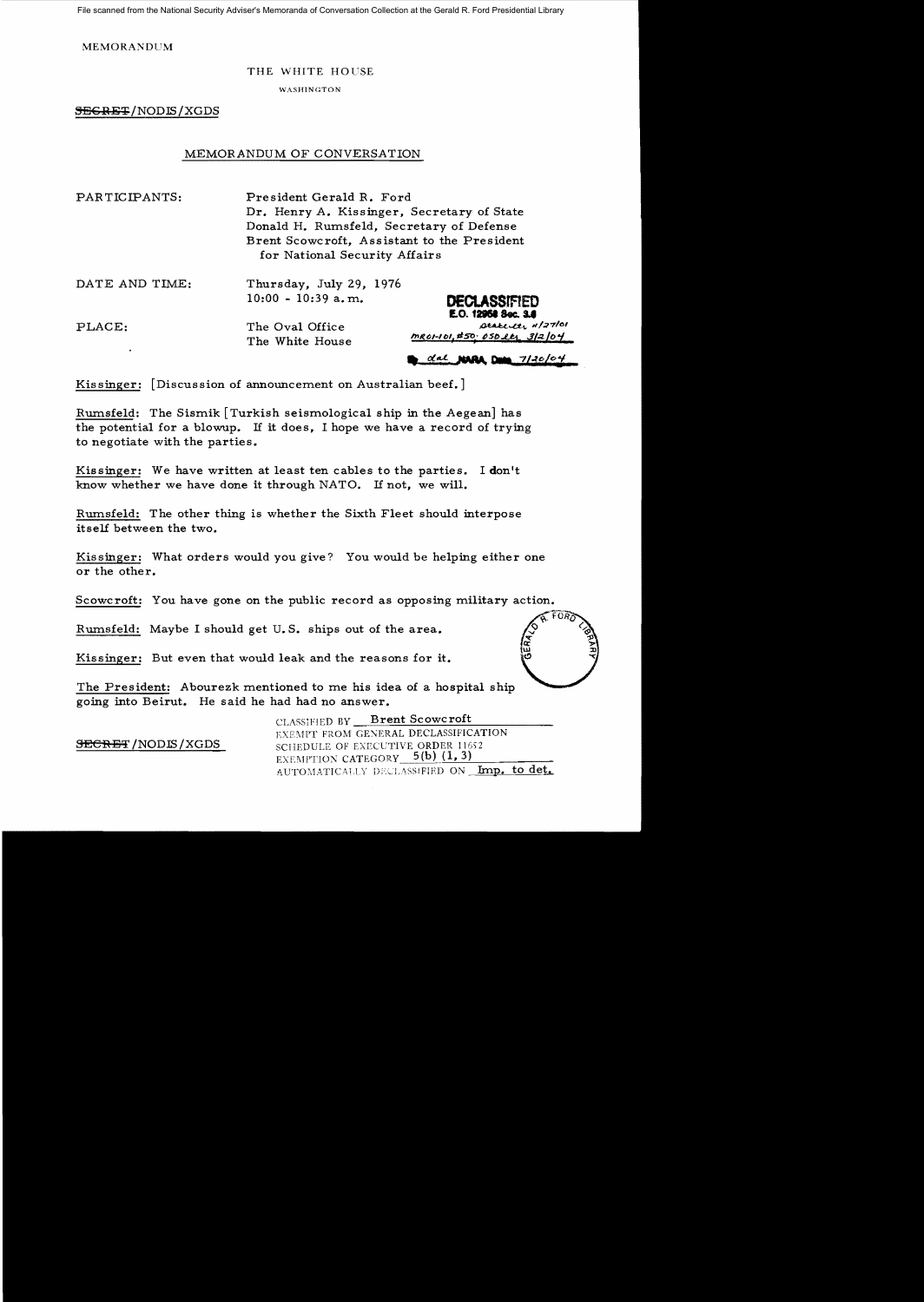File scanned from the National Security Adviser's Memoranda of Conversation Collection at the Gerald R. Ford Presidential Library

MEMORANDUM

THE WHITE HOUSE

WASHINGTON

~~SECRET~~/NODIS/XGDS

MEMORANDUM OF CONVERSATION

PARTICIPANTS: President Gerald R. Ford
Dr. Henry A. Kissinger, Secretary of State
Donald H. Rumsfeld, Secretary of Defense
Brent Scowcroft, Assistant to the President for National Security Affairs

DATE AND TIME: Thursday, July 29, 1976
10:00 - 10:39 a.m.

PLACE: The Oval Office
The White House

DECLASSIFIED
E.O. 12958 Sec. 3.6
State ltr 4/27/01
MR01-101, #50; OSD ltr 3/2/04
dal NARA, Date 7/20/04

Kissinger: [Discussion of announcement on Australian beef.]

Rumsfeld: The Sismik [Turkish seismological ship in the Aegean] has the potential for a blowup. If it does, I hope we have a record of trying to negotiate with the parties.

Kissinger: We have written at least ten cables to the parties. I don't know whether we have done it through NATO. If not, we will.

Rumsfeld: The other thing is whether the Sixth Fleet should interpose itself between the two.

Kissinger: What orders would you give? You would be helping either one or the other.

Scowcroft: You have gone on the public record as opposing military action.

Rumsfeld: Maybe I should get U.S. ships out of the area.

Kissinger: But even that would leak and the reasons for it.

The President: Abourezk mentioned to me his idea of a hospital ship going into Beirut. He said he had had no answer.

~~SECRET~~/NODIS/XGDS

CLASSIFIED BY Brent Scowcroft
EXEMPT FROM GENERAL DECLASSIFICATION SCHEDULE OF EXECUTIVE ORDER 11652
EXEMPTION CATEGORY 5(b) (1, 3)
AUTOMATICALLY DECLASSIFIED ON Imp. to det.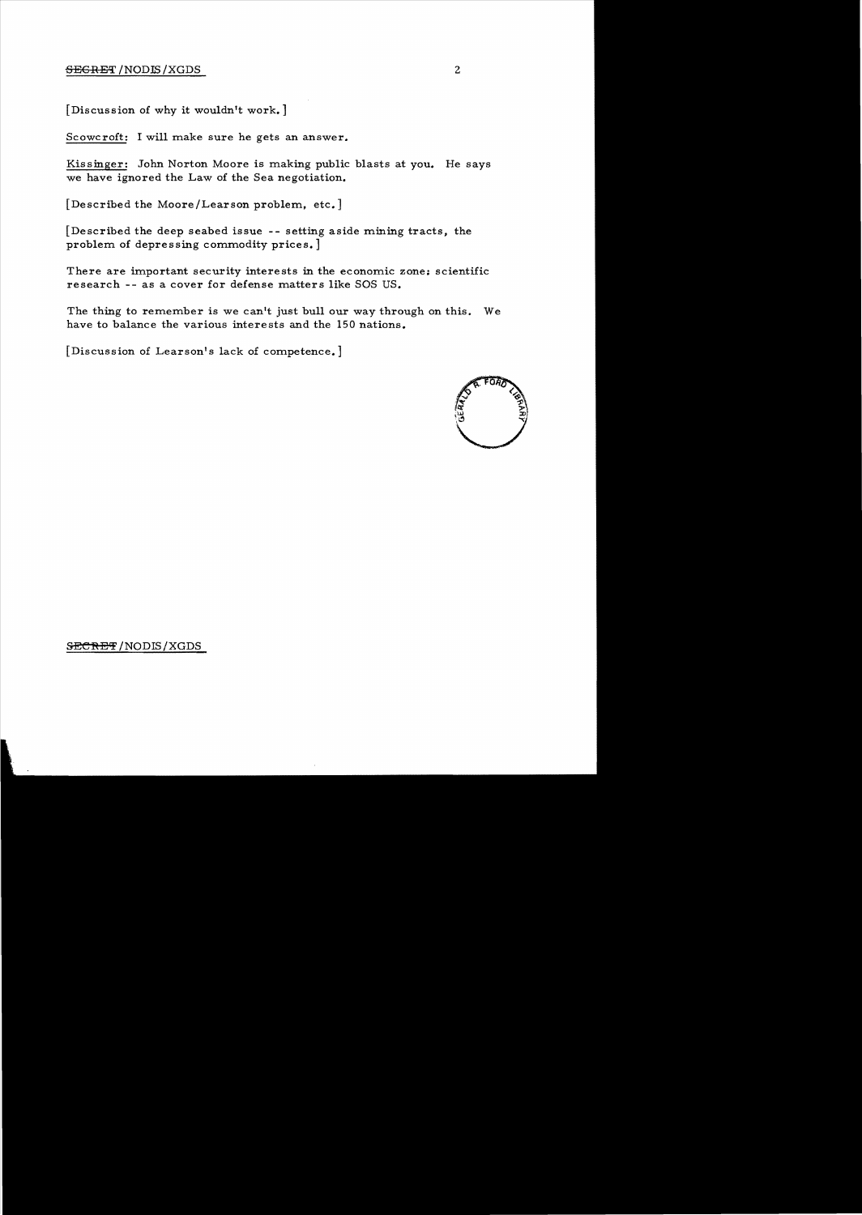[Discussion of why it wouldn't work.]

Scowcroft: I will make sure he gets an answer.

Kissinger: John Norton Moore is making public blasts at you. He says we have ignored the Law of the Sea negotiation.

[Described the Moore/Learson problem, etc.]

[Described the deep seabed issue -- setting aside mining tracts, the problem of depressing commodity prices.]

There are important security interests in the economic zone: scientific research -- as a cover for defense matters like SOS US.

The thing to remember is we can't just bull our way through on this. We have to balance the various interests and the 150 nations.

[Discussion of Learson's lack of competence.]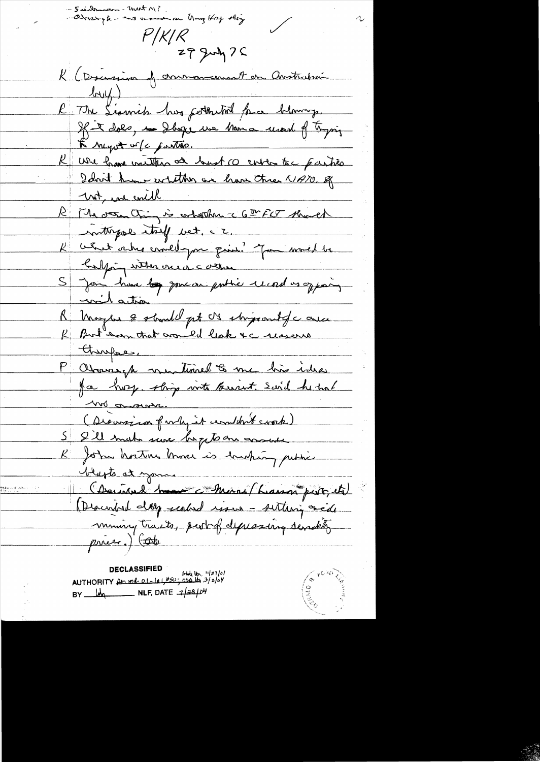- Seidman - meet M?
- Abrasegh - no answer on Hong Kong ship

P/K/R

29 July 75

K (Discussion of announcement on Australian bill)

R The Lisonich has potential for a blowup. If it does, I hope we have a record of trying to meet w/c parties.

K We have written at least 10 will tc parties I don't know whether we have three NATO. If not, we will

R The other thing is whether c 6th FLT should interpose itself between c 2.

K What other could you give? You would be helping either one or c other.

S You have ~~too~~ your own public record as opposing unil action

R Maybe I should put US ships outside c area

K But even that would leak + c reasons therefore.

P Abrasegh mentioned to me his idea of a hosp. ship into Beirut. Said he had no answer.

(Discussion of why it wouldn't work)

S I'll make sure he gets an answer

K John Norton Moore is making public blasts at you.

(Described ~~how~~ c Moore/Larson posit, etc)

(Described deep seabed issue - setting aside mining tracts, part of depressing commodity prices.) (Cato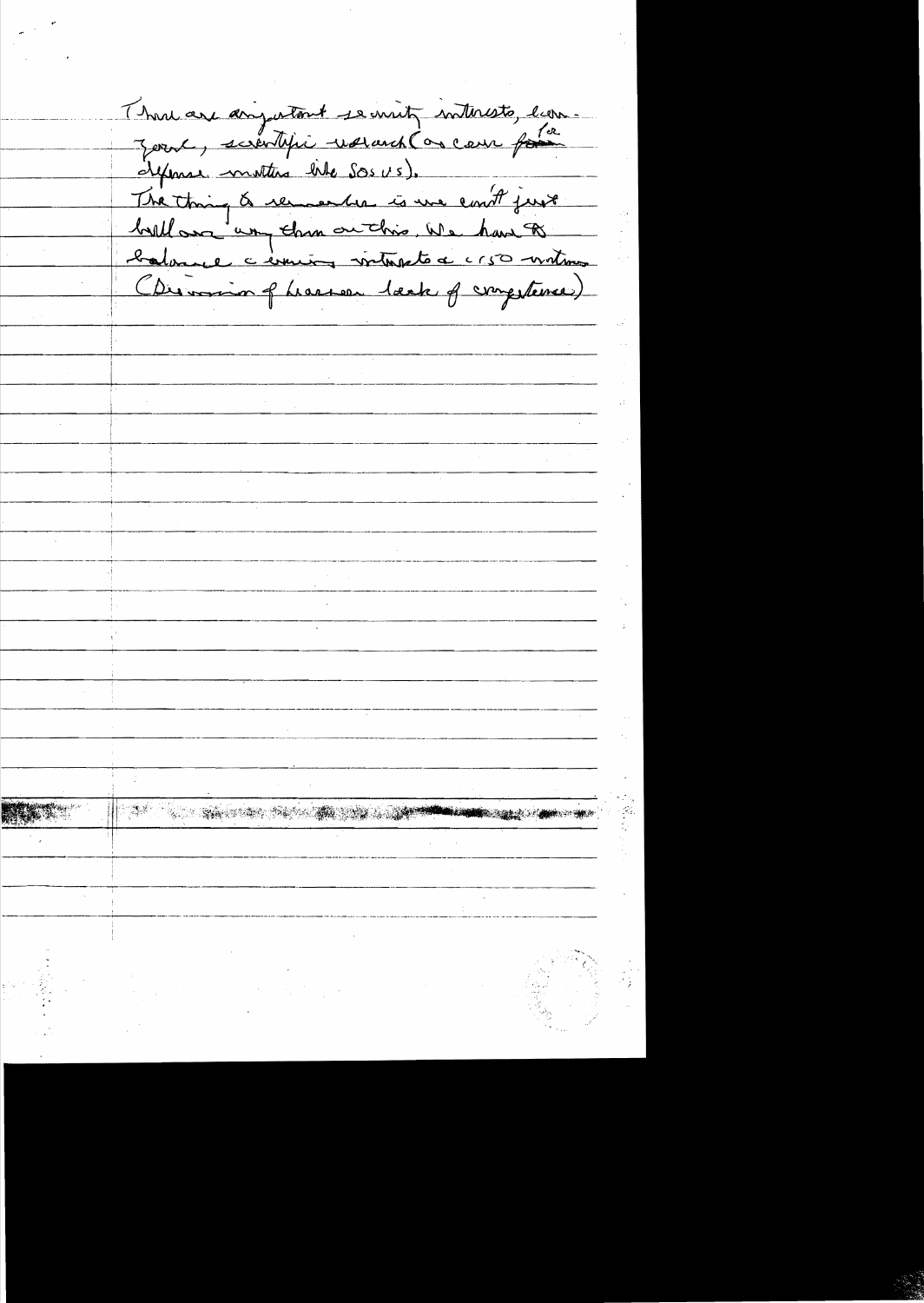There are important security interests, economic, scientific research (as seen from the defense matters like SOSUS).
The thing to remember is we can't just bull over anyone on this. We have to balance competing interests & also national. (Discussion of Law of the Sea lack of competence)